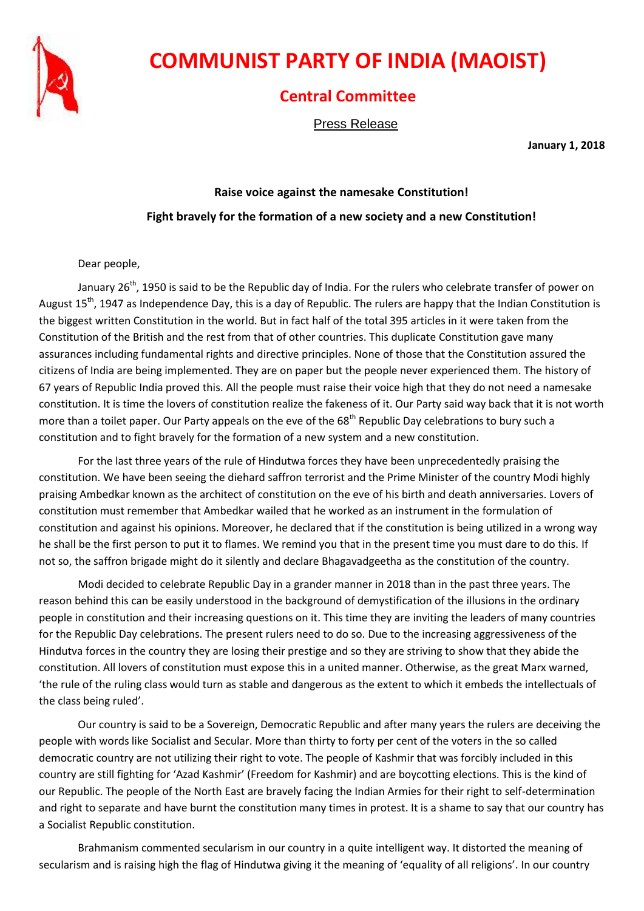# COMMUNIST PARTY OF INDIA (MAOIST)

## Central Committee

Press Release

**January 1, 2018**

**Raise voice against the namesake Constitution!**

**Fight bravely for the formation of a new society and a new Constitution!**

Dear people,

January 26th, 1950 is said to be the Republic day of India. For the rulers who celebrate transfer of power on August 15th, 1947 as Independence Day, this is a day of Republic. The rulers are happy that the Indian Constitution is the biggest written Constitution in the world. But in fact half of the total 395 articles in it were taken from the Constitution of the British and the rest from that of other countries. This duplicate Constitution gave many assurances including fundamental rights and directive principles. None of those that the Constitution assured the citizens of India are being implemented. They are on paper but the people never experienced them. The history of 67 years of Republic India proved this. All the people must raise their voice high that they do not need a namesake constitution. It is time the lovers of constitution realize the fakeness of it. Our Party said way back that it is not worth more than a toilet paper. Our Party appeals on the eve of the 68th Republic Day celebrations to bury such a constitution and to fight bravely for the formation of a new system and a new constitution.

For the last three years of the rule of Hindutwa forces they have been unprecedentedly praising the constitution. We have been seeing the diehard saffron terrorist and the Prime Minister of the country Modi highly praising Ambedkar known as the architect of constitution on the eve of his birth and death anniversaries. Lovers of constitution must remember that Ambedkar wailed that he worked as an instrument in the formulation of constitution and against his opinions. Moreover, he declared that if the constitution is being utilized in a wrong way he shall be the first person to put it to flames. We remind you that in the present time you must dare to do this. If not so, the saffron brigade might do it silently and declare Bhagavadgeetha as the constitution of the country.

Modi decided to celebrate Republic Day in a grander manner in 2018 than in the past three years. The reason behind this can be easily understood in the background of demystification of the illusions in the ordinary people in constitution and their increasing questions on it. This time they are inviting the leaders of many countries for the Republic Day celebrations. The present rulers need to do so. Due to the increasing aggressiveness of the Hindutva forces in the country they are losing their prestige and so they are striving to show that they abide the constitution. All lovers of constitution must expose this in a united manner. Otherwise, as the great Marx warned, 'the rule of the ruling class would turn as stable and dangerous as the extent to which it embeds the intellectuals of the class being ruled'.

Our country is said to be a Sovereign, Democratic Republic and after many years the rulers are deceiving the people with words like Socialist and Secular. More than thirty to forty per cent of the voters in the so called democratic country are not utilizing their right to vote. The people of Kashmir that was forcibly included in this country are still fighting for 'Azad Kashmir' (Freedom for Kashmir) and are boycotting elections. This is the kind of our Republic. The people of the North East are bravely facing the Indian Armies for their right to self-determination and right to separate and have burnt the constitution many times in protest. It is a shame to say that our country has a Socialist Republic constitution.

Brahmanism commented secularism in our country in a quite intelligent way. It distorted the meaning of secularism and is raising high the flag of Hindutwa giving it the meaning of 'equality of all religions'. In our country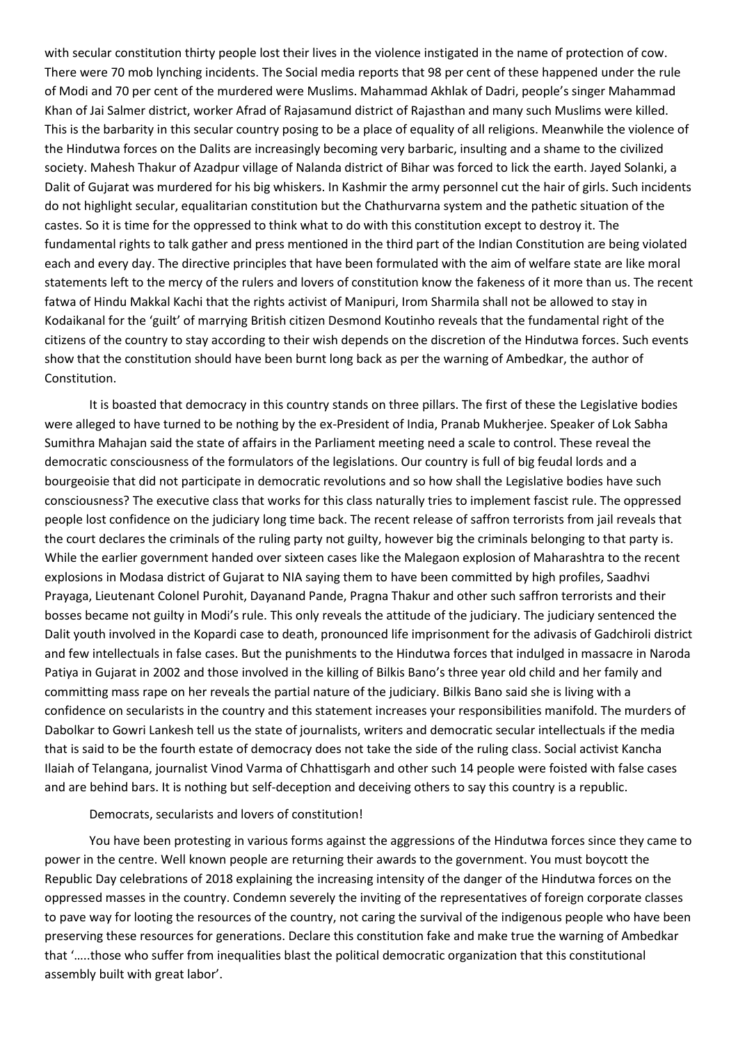with secular constitution thirty people lost their lives in the violence instigated in the name of protection of cow. There were 70 mob lynching incidents. The Social media reports that 98 per cent of these happened under the rule of Modi and 70 per cent of the murdered were Muslims. Mahammad Akhlak of Dadri, people's singer Mahammad Khan of Jai Salmer district, worker Afrad of Rajasamund district of Rajasthan and many such Muslims were killed. This is the barbarity in this secular country posing to be a place of equality of all religions. Meanwhile the violence of the Hindutwa forces on the Dalits are increasingly becoming very barbaric, insulting and a shame to the civilized society. Mahesh Thakur of Azadpur village of Nalanda district of Bihar was forced to lick the earth. Jayed Solanki, a Dalit of Gujarat was murdered for his big whiskers. In Kashmir the army personnel cut the hair of girls. Such incidents do not highlight secular, equalitarian constitution but the Chathurvarna system and the pathetic situation of the castes. So it is time for the oppressed to think what to do with this constitution except to destroy it. The fundamental rights to talk gather and press mentioned in the third part of the Indian Constitution are being violated each and every day. The directive principles that have been formulated with the aim of welfare state are like moral statements left to the mercy of the rulers and lovers of constitution know the fakeness of it more than us. The recent fatwa of Hindu Makkal Kachi that the rights activist of Manipuri, Irom Sharmila shall not be allowed to stay in Kodaikanal for the 'guilt' of marrying British citizen Desmond Koutinho reveals that the fundamental right of the citizens of the country to stay according to their wish depends on the discretion of the Hindutwa forces. Such events show that the constitution should have been burnt long back as per the warning of Ambedkar, the author of Constitution.

It is boasted that democracy in this country stands on three pillars. The first of these the Legislative bodies were alleged to have turned to be nothing by the ex-President of India, Pranab Mukherjee. Speaker of Lok Sabha Sumithra Mahajan said the state of affairs in the Parliament meeting need a scale to control. These reveal the democratic consciousness of the formulators of the legislations. Our country is full of big feudal lords and a bourgeoisie that did not participate in democratic revolutions and so how shall the Legislative bodies have such consciousness? The executive class that works for this class naturally tries to implement fascist rule. The oppressed people lost confidence on the judiciary long time back. The recent release of saffron terrorists from jail reveals that the court declares the criminals of the ruling party not guilty, however big the criminals belonging to that party is. While the earlier government handed over sixteen cases like the Malegaon explosion of Maharashtra to the recent explosions in Modasa district of Gujarat to NIA saying them to have been committed by high profiles, Saadhvi Prayaga, Lieutenant Colonel Purohit, Dayanand Pande, Pragna Thakur and other such saffron terrorists and their bosses became not guilty in Modi's rule. This only reveals the attitude of the judiciary. The judiciary sentenced the Dalit youth involved in the Kopardi case to death, pronounced life imprisonment for the adivasis of Gadchiroli district and few intellectuals in false cases. But the punishments to the Hindutwa forces that indulged in massacre in Naroda Patiya in Gujarat in 2002 and those involved in the killing of Bilkis Bano's three year old child and her family and committing mass rape on her reveals the partial nature of the judiciary. Bilkis Bano said she is living with a confidence on secularists in the country and this statement increases your responsibilities manifold. The murders of Dabolkar to Gowri Lankesh tell us the state of journalists, writers and democratic secular intellectuals if the media that is said to be the fourth estate of democracy does not take the side of the ruling class. Social activist Kancha Ilaiah of Telangana, journalist Vinod Varma of Chhattisgarh and other such 14 people were foisted with false cases and are behind bars. It is nothing but self-deception and deceiving others to say this country is a republic.

Democrats, secularists and lovers of constitution!

You have been protesting in various forms against the aggressions of the Hindutwa forces since they came to power in the centre. Well known people are returning their awards to the government. You must boycott the Republic Day celebrations of 2018 explaining the increasing intensity of the danger of the Hindutwa forces on the oppressed masses in the country. Condemn severely the inviting of the representatives of foreign corporate classes to pave way for looting the resources of the country, not caring the survival of the indigenous people who have been preserving these resources for generations. Declare this constitution fake and make true the warning of Ambedkar that '…..those who suffer from inequalities blast the political democratic organization that this constitutional assembly built with great labor'.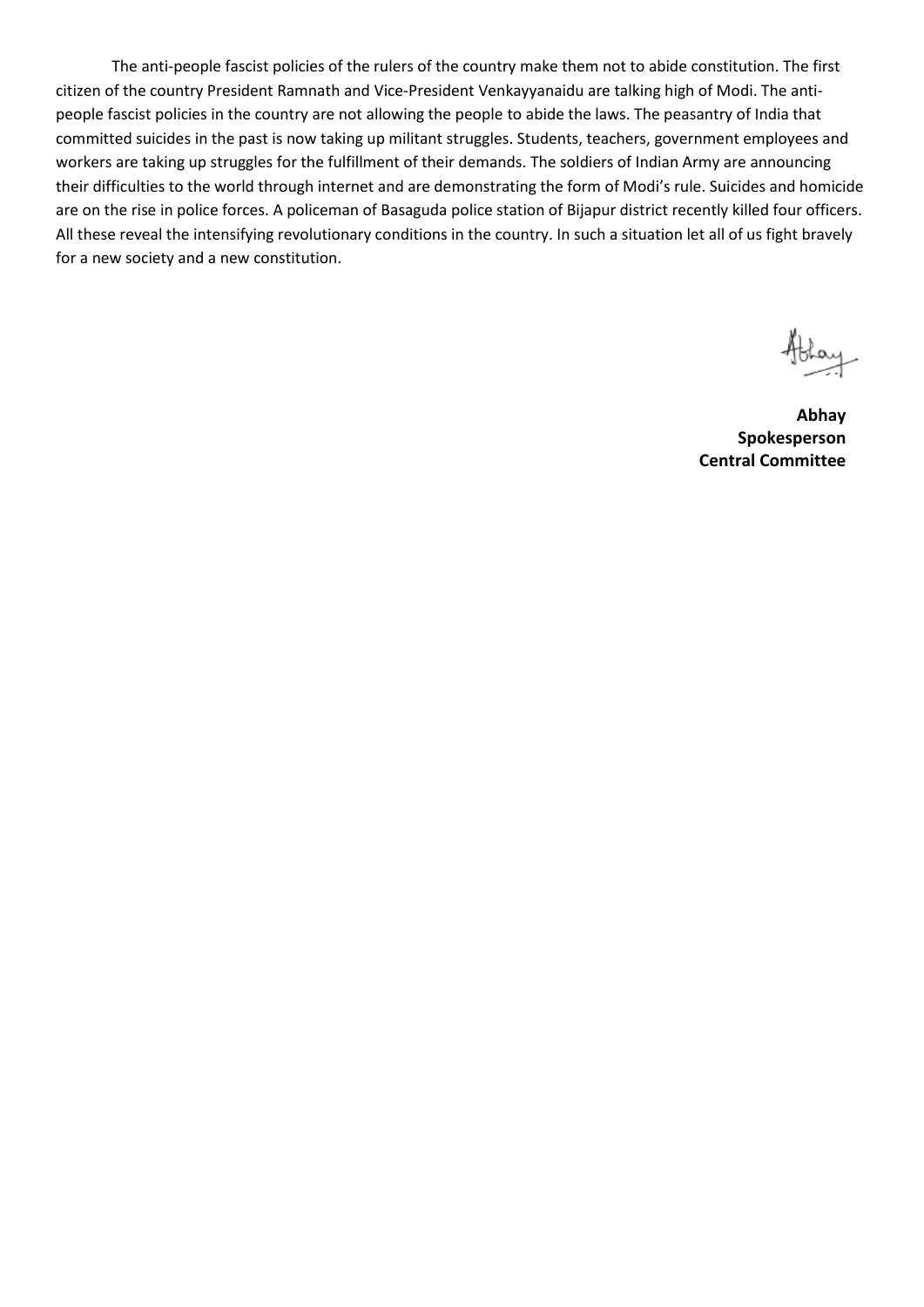The anti-people fascist policies of the rulers of the country make them not to abide constitution. The first citizen of the country President Ramnath and Vice-President Venkayyanaidu are talking high of Modi. The anti-people fascist policies in the country are not allowing the people to abide the laws. The peasantry of India that committed suicides in the past is now taking up militant struggles. Students, teachers, government employees and workers are taking up struggles for the fulfillment of their demands. The soldiers of Indian Army are announcing their difficulties to the world through internet and are demonstrating the form of Modi's rule. Suicides and homicide are on the rise in police forces. A policeman of Basaguda police station of Bijapur district recently killed four officers. All these reveal the intensifying revolutionary conditions in the country. In such a situation let all of us fight bravely for a new society and a new constitution.

Abhay

**Abhay**
**Spokesperson**
**Central Committee**